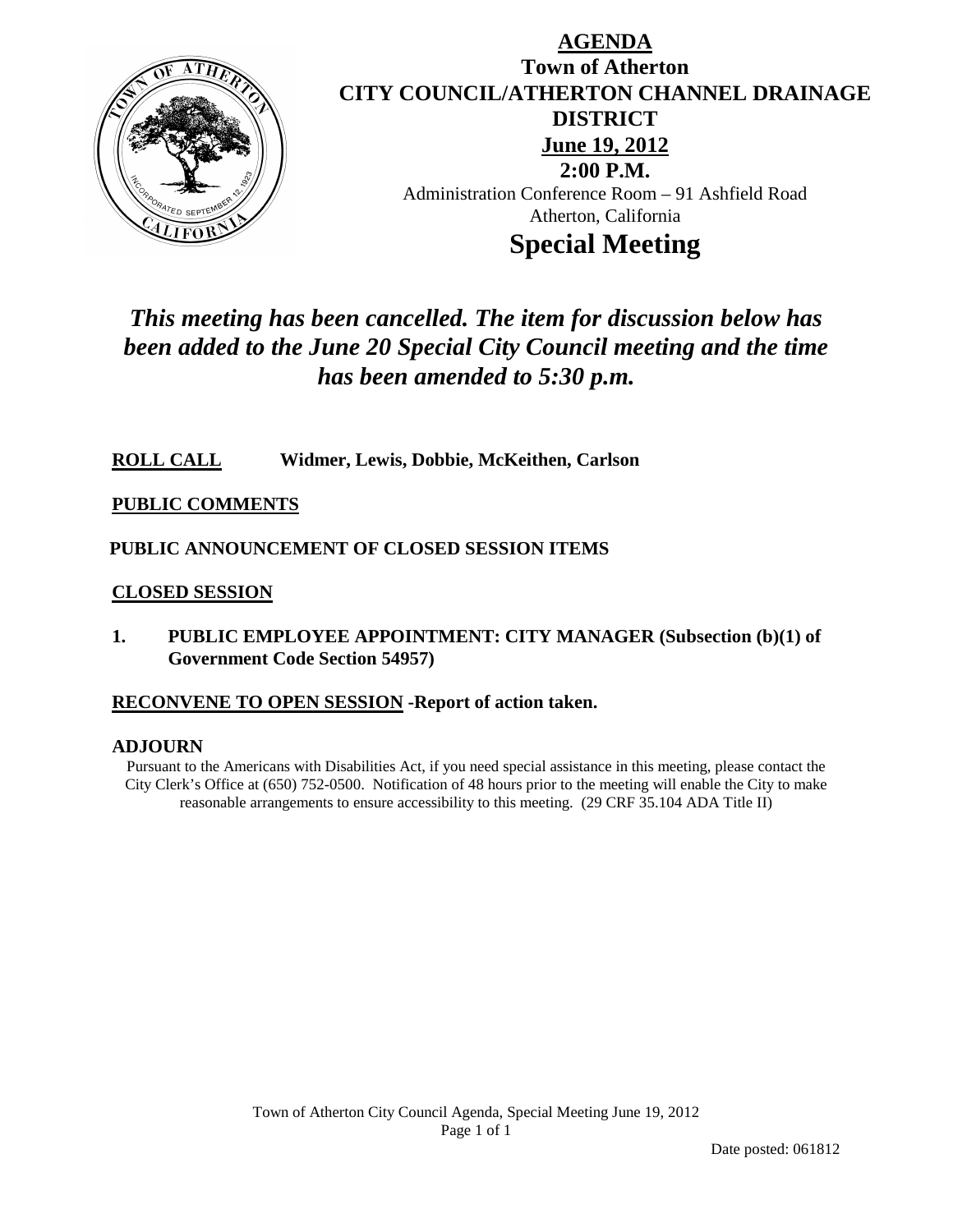# AGENDA

## Town of Atherton
## CITY COUNCIL/ATHERTON CHANNEL DRAINAGE DISTRICT
## June 19, 2012
## 2:00 P.M.

Administration Conference Room – 91 Ashfield Road
Atherton, California

# Special Meeting

***This meeting has been cancelled. The item for discussion below has been added to the June 20 Special City Council meeting and the time has been amended to 5:30 p.m.***

**ROLL CALL** **Widmer, Lewis, Dobbie, McKeithen, Carlson**

**PUBLIC COMMENTS**

**PUBLIC ANNOUNCEMENT OF CLOSED SESSION ITEMS**

**CLOSED SESSION**

1. **PUBLIC EMPLOYEE APPOINTMENT: CITY MANAGER (Subsection (b)(1) of Government Code Section 54957)**

**RECONVENE TO OPEN SESSION -Report of action taken.**

**ADJOURN**

Pursuant to the Americans with Disabilities Act, if you need special assistance in this meeting, please contact the City Clerk's Office at (650) 752-0500. Notification of 48 hours prior to the meeting will enable the City to make reasonable arrangements to ensure accessibility to this meeting. (29 CRF 35.104 ADA Title II)

Date posted: 061812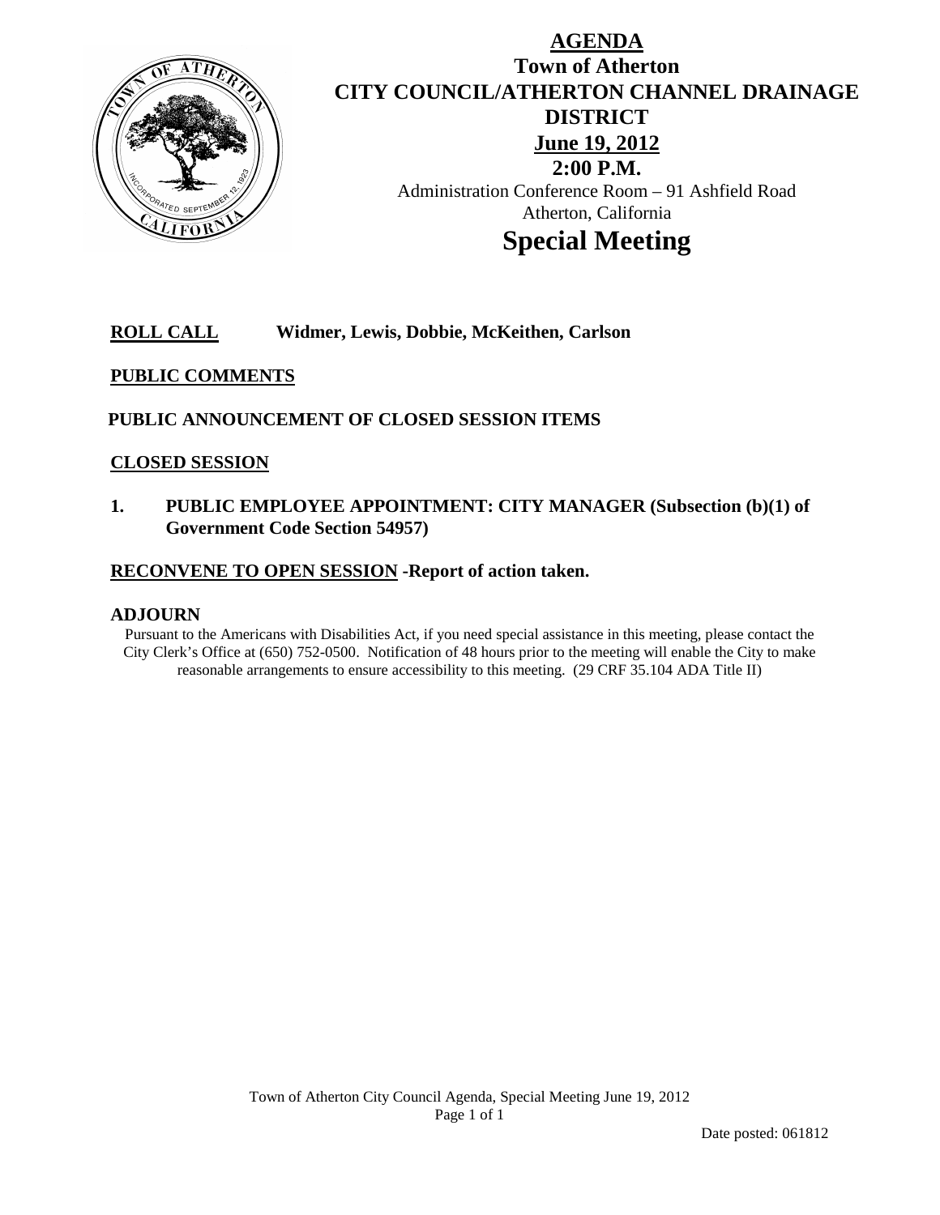# AGENDA

## Town of Atherton
## CITY COUNCIL/ATHERTON CHANNEL DRAINAGE DISTRICT
## June 19, 2012
## 2:00 P.M.

Administration Conference Room – 91 Ashfield Road
Atherton, California

# Special Meeting

**ROLL CALL** **Widmer, Lewis, Dobbie, McKeithen, Carlson**

**PUBLIC COMMENTS**

**PUBLIC ANNOUNCEMENT OF CLOSED SESSION ITEMS**

**CLOSED SESSION**

**1. PUBLIC EMPLOYEE APPOINTMENT: CITY MANAGER (Subsection (b)(1) of Government Code Section 54957)**

**RECONVENE TO OPEN SESSION -Report of action taken.**

**ADJOURN**

Pursuant to the Americans with Disabilities Act, if you need special assistance in this meeting, please contact the City Clerk's Office at (650) 752-0500. Notification of 48 hours prior to the meeting will enable the City to make reasonable arrangements to ensure accessibility to this meeting. (29 CRF 35.104 ADA Title II)

Date posted: 061812